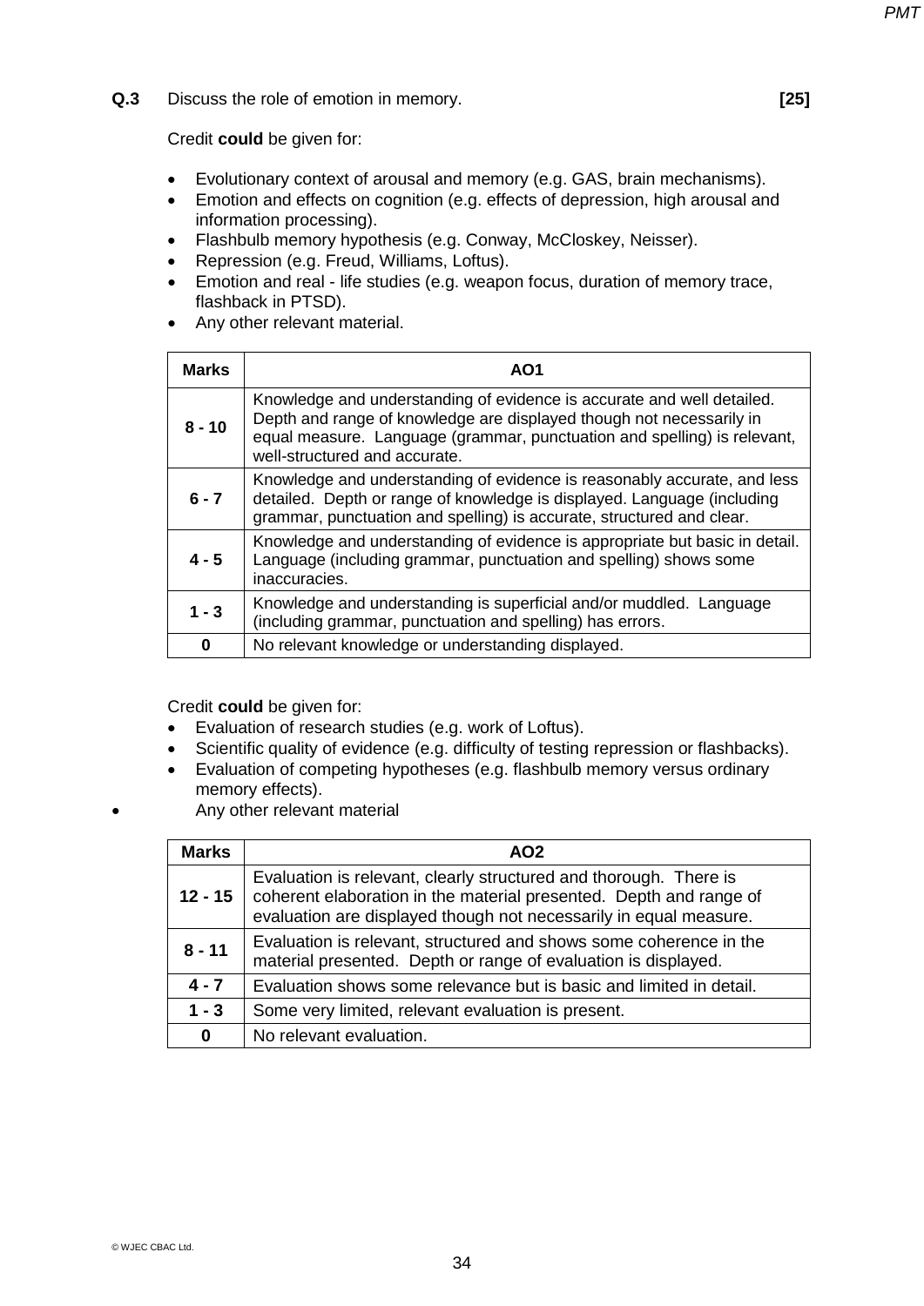**Q.3** Discuss the role of emotion in memory. **[25]**

Credit **could** be given for:

- Evolutionary context of arousal and memory (e.g. GAS, brain mechanisms).
- Emotion and effects on cognition (e.g. effects of depression, high arousal and information processing).
- Flashbulb memory hypothesis (e.g. Conway, McCloskey, Neisser).
- Repression (e.g. Freud, Williams, Loftus).
- Emotion and real - life studies (e.g. weapon focus, duration of memory trace, flashback in PTSD).
- Any other relevant material.

| Marks | AO1 |
|---|---|
| 8 - 10 | Knowledge and understanding of evidence is accurate and well detailed. Depth and range of knowledge are displayed though not necessarily in equal measure. Language (grammar, punctuation and spelling) is relevant, well-structured and accurate. |
| 6 - 7 | Knowledge and understanding of evidence is reasonably accurate, and less detailed. Depth or range of knowledge is displayed. Language (including grammar, punctuation and spelling) is accurate, structured and clear. |
| 4 - 5 | Knowledge and understanding of evidence is appropriate but basic in detail. Language (including grammar, punctuation and spelling) shows some inaccuracies. |
| 1 - 3 | Knowledge and understanding is superficial and/or muddled. Language (including grammar, punctuation and spelling) has errors. |
| 0 | No relevant knowledge or understanding displayed. |

Credit **could** be given for:

- Evaluation of research studies (e.g. work of Loftus).
- Scientific quality of evidence (e.g. difficulty of testing repression or flashbacks).
- Evaluation of competing hypotheses (e.g. flashbulb memory versus ordinary memory effects).
- Any other relevant material

| Marks | AO2 |
|---|---|
| 12 - 15 | Evaluation is relevant, clearly structured and thorough. There is coherent elaboration in the material presented. Depth and range of evaluation are displayed though not necessarily in equal measure. |
| 8 - 11 | Evaluation is relevant, structured and shows some coherence in the material presented. Depth or range of evaluation is displayed. |
| 4 - 7 | Evaluation shows some relevance but is basic and limited in detail. |
| 1 - 3 | Some very limited, relevant evaluation is present. |
| 0 | No relevant evaluation. |

© WJEC CBAC Ltd.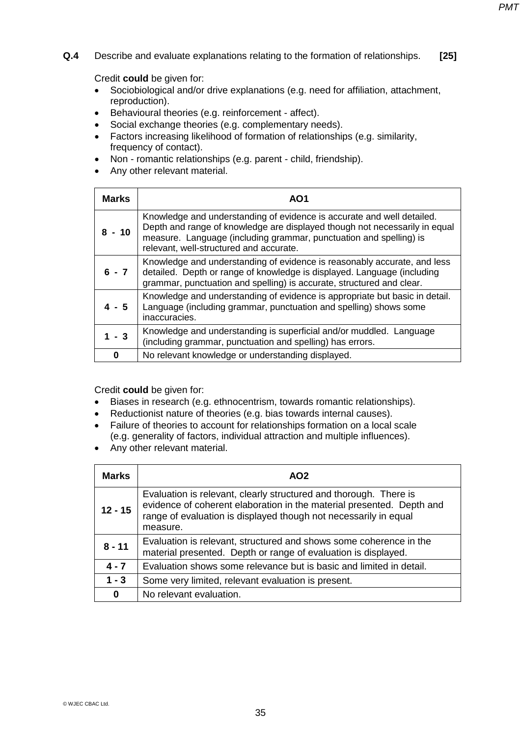**Q.4** Describe and evaluate explanations relating to the formation of relationships. **[25]**

Credit **could** be given for:

- Sociobiological and/or drive explanations (e.g. need for affiliation, attachment, reproduction).
- Behavioural theories (e.g. reinforcement - affect).
- Social exchange theories (e.g. complementary needs).
- Factors increasing likelihood of formation of relationships (e.g. similarity, frequency of contact).
- Non - romantic relationships (e.g. parent - child, friendship).
- Any other relevant material.

| Marks | AO1 |
|---|---|
| 8 - 10 | Knowledge and understanding of evidence is accurate and well detailed. Depth and range of knowledge are displayed though not necessarily in equal measure. Language (including grammar, punctuation and spelling) is relevant, well-structured and accurate. |
| 6 - 7 | Knowledge and understanding of evidence is reasonably accurate, and less detailed. Depth or range of knowledge is displayed. Language (including grammar, punctuation and spelling) is accurate, structured and clear. |
| 4 - 5 | Knowledge and understanding of evidence is appropriate but basic in detail. Language (including grammar, punctuation and spelling) shows some inaccuracies. |
| 1 - 3 | Knowledge and understanding is superficial and/or muddled. Language (including grammar, punctuation and spelling) has errors. |
| 0 | No relevant knowledge or understanding displayed. |

Credit **could** be given for:

- Biases in research (e.g. ethnocentrism, towards romantic relationships).
- Reductionist nature of theories (e.g. bias towards internal causes).
- Failure of theories to account for relationships formation on a local scale (e.g. generality of factors, individual attraction and multiple influences).
- Any other relevant material.

| Marks | AO2 |
|---|---|
| 12 - 15 | Evaluation is relevant, clearly structured and thorough. There is evidence of coherent elaboration in the material presented. Depth and range of evaluation is displayed though not necessarily in equal measure. |
| 8 - 11 | Evaluation is relevant, structured and shows some coherence in the material presented. Depth or range of evaluation is displayed. |
| 4 - 7 | Evaluation shows some relevance but is basic and limited in detail. |
| 1 - 3 | Some very limited, relevant evaluation is present. |
| 0 | No relevant evaluation. |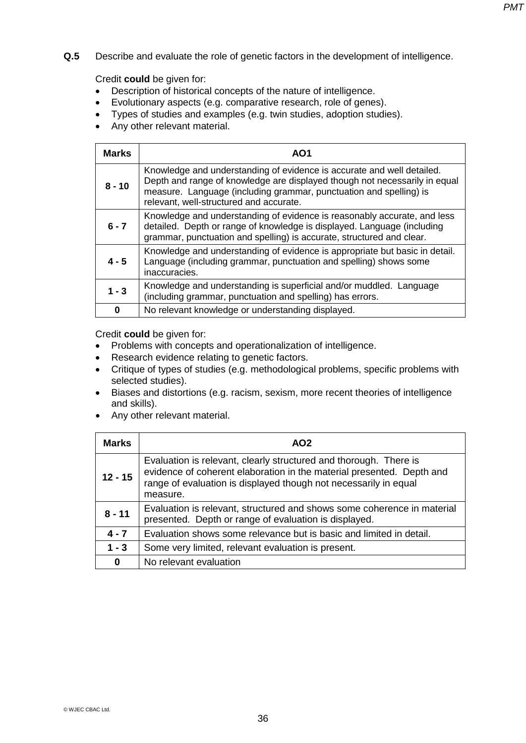**Q.5** Describe and evaluate the role of genetic factors in the development of intelligence.

Credit **could** be given for:

- Description of historical concepts of the nature of intelligence.
- Evolutionary aspects (e.g. comparative research, role of genes).
- Types of studies and examples (e.g. twin studies, adoption studies).
- Any other relevant material.

| Marks | AO1 |
|---|---|
| **8 - 10** | Knowledge and understanding of evidence is accurate and well detailed. Depth and range of knowledge are displayed though not necessarily in equal measure. Language (including grammar, punctuation and spelling) is relevant, well-structured and accurate. |
| **6 - 7** | Knowledge and understanding of evidence is reasonably accurate, and less detailed. Depth or range of knowledge is displayed. Language (including grammar, punctuation and spelling) is accurate, structured and clear. |
| **4 - 5** | Knowledge and understanding of evidence is appropriate but basic in detail. Language (including grammar, punctuation and spelling) shows some inaccuracies. |
| **1 - 3** | Knowledge and understanding is superficial and/or muddled. Language (including grammar, punctuation and spelling) has errors. |
| **0** | No relevant knowledge or understanding displayed. |

Credit **could** be given for:

- Problems with concepts and operationalization of intelligence.
- Research evidence relating to genetic factors.
- Critique of types of studies (e.g. methodological problems, specific problems with selected studies).
- Biases and distortions (e.g. racism, sexism, more recent theories of intelligence and skills).
- Any other relevant material.

| Marks | AO2 |
|---|---|
| **12 - 15** | Evaluation is relevant, clearly structured and thorough. There is evidence of coherent elaboration in the material presented. Depth and range of evaluation is displayed though not necessarily in equal measure. |
| **8 - 11** | Evaluation is relevant, structured and shows some coherence in material presented. Depth or range of evaluation is displayed. |
| **4 - 7** | Evaluation shows some relevance but is basic and limited in detail. |
| **1 - 3** | Some very limited, relevant evaluation is present. |
| **0** | No relevant evaluation |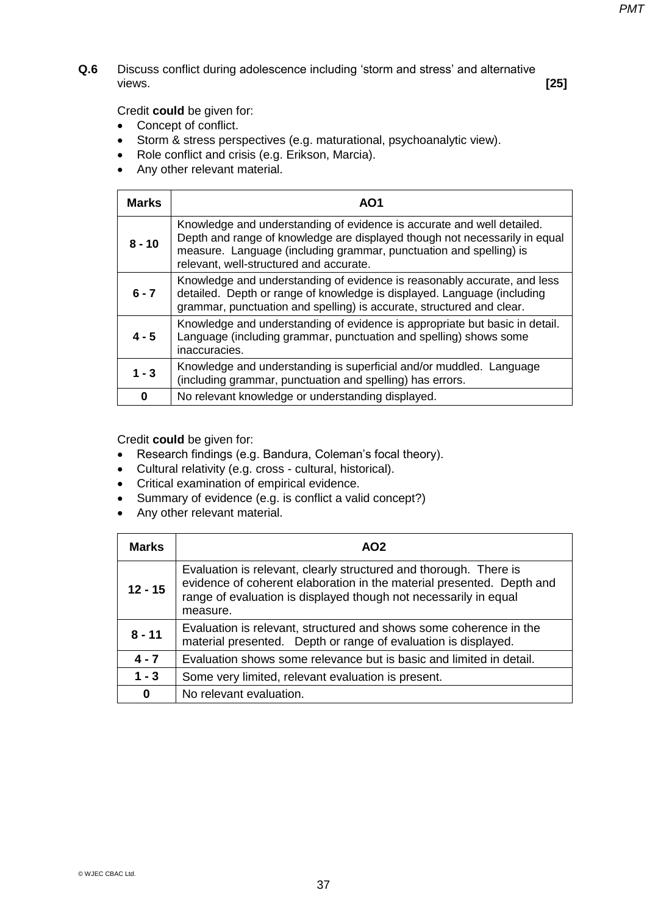**Q.6** Discuss conflict during adolescence including 'storm and stress' and alternative views. **[25]**

Credit **could** be given for:

- Concept of conflict.
- Storm & stress perspectives (e.g. maturational, psychoanalytic view).
- Role conflict and crisis (e.g. Erikson, Marcia).
- Any other relevant material.

| Marks | AO1 |
|---|---|
| **8 - 10** | Knowledge and understanding of evidence is accurate and well detailed. Depth and range of knowledge are displayed though not necessarily in equal measure. Language (including grammar, punctuation and spelling) is relevant, well-structured and accurate. |
| **6 - 7** | Knowledge and understanding of evidence is reasonably accurate, and less detailed. Depth or range of knowledge is displayed. Language (including grammar, punctuation and spelling) is accurate, structured and clear. |
| **4 - 5** | Knowledge and understanding of evidence is appropriate but basic in detail. Language (including grammar, punctuation and spelling) shows some inaccuracies. |
| **1 - 3** | Knowledge and understanding is superficial and/or muddled. Language (including grammar, punctuation and spelling) has errors. |
| **0** | No relevant knowledge or understanding displayed. |

Credit **could** be given for:

- Research findings (e.g. Bandura, Coleman's focal theory).
- Cultural relativity (e.g. cross - cultural, historical).
- Critical examination of empirical evidence.
- Summary of evidence (e.g. is conflict a valid concept?)
- Any other relevant material.

| Marks | AO2 |
|---|---|
| **12 - 15** | Evaluation is relevant, clearly structured and thorough. There is evidence of coherent elaboration in the material presented. Depth and range of evaluation is displayed though not necessarily in equal measure. |
| **8 - 11** | Evaluation is relevant, structured and shows some coherence in the material presented. Depth or range of evaluation is displayed. |
| **4 - 7** | Evaluation shows some relevance but is basic and limited in detail. |
| **1 - 3** | Some very limited, relevant evaluation is present. |
| **0** | No relevant evaluation. |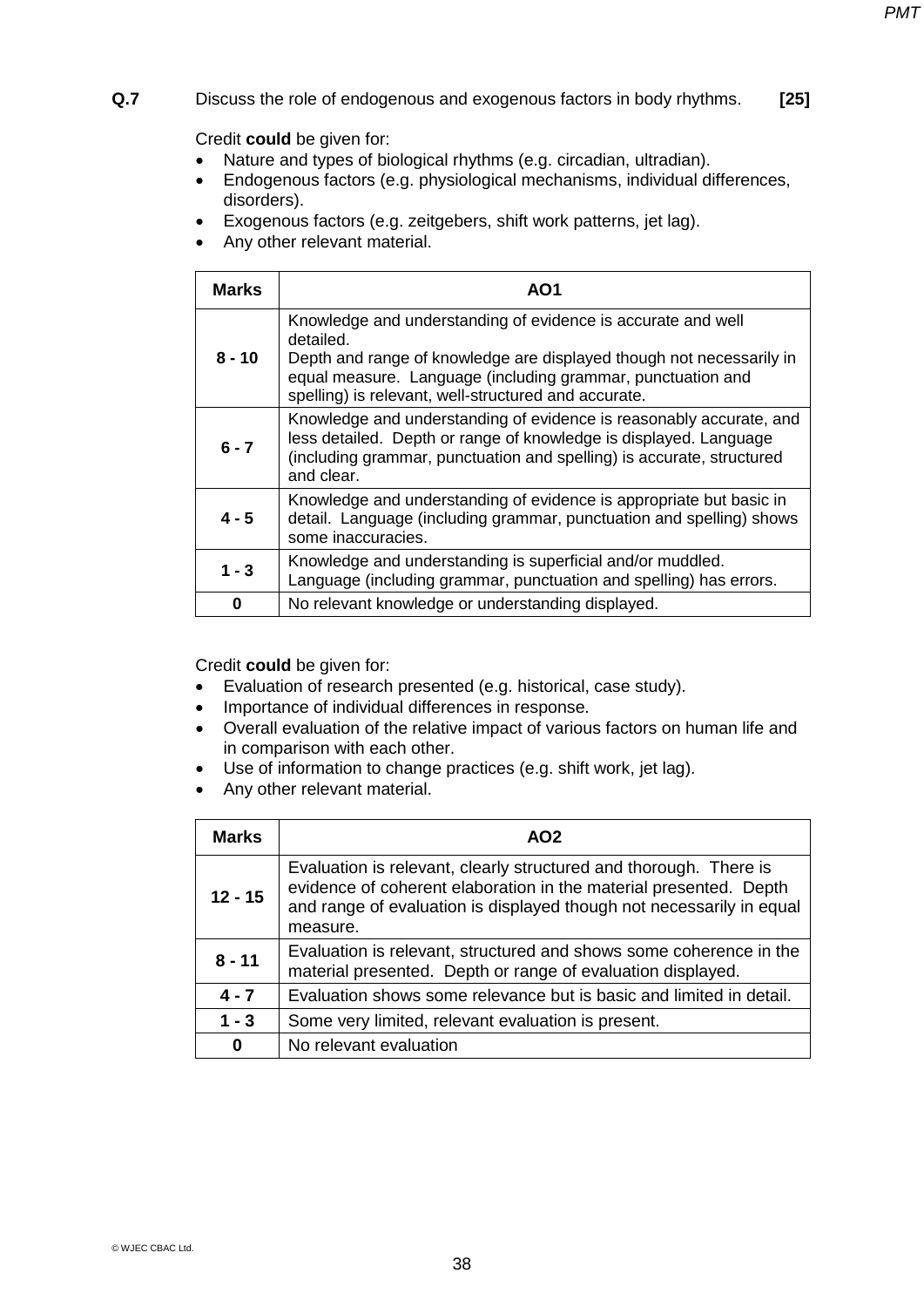**Q.7** Discuss the role of endogenous and exogenous factors in body rhythms. **[25]**

Credit **could** be given for:

- Nature and types of biological rhythms (e.g. circadian, ultradian).
- Endogenous factors (e.g. physiological mechanisms, individual differences, disorders).
- Exogenous factors (e.g. zeitgebers, shift work patterns, jet lag).
- Any other relevant material.

| Marks | AO1 |
|---|---|
| 8 - 10 | Knowledge and understanding of evidence is accurate and well detailed. Depth and range of knowledge are displayed though not necessarily in equal measure. Language (including grammar, punctuation and spelling) is relevant, well-structured and accurate. |
| 6 - 7 | Knowledge and understanding of evidence is reasonably accurate, and less detailed. Depth or range of knowledge is displayed. Language (including grammar, punctuation and spelling) is accurate, structured and clear. |
| 4 - 5 | Knowledge and understanding of evidence is appropriate but basic in detail. Language (including grammar, punctuation and spelling) shows some inaccuracies. |
| 1 - 3 | Knowledge and understanding is superficial and/or muddled. Language (including grammar, punctuation and spelling) has errors. |
| 0 | No relevant knowledge or understanding displayed. |

Credit **could** be given for:

- Evaluation of research presented (e.g. historical, case study).
- Importance of individual differences in response.
- Overall evaluation of the relative impact of various factors on human life and in comparison with each other.
- Use of information to change practices (e.g. shift work, jet lag).
- Any other relevant material.

| Marks | AO2 |
|---|---|
| 12 - 15 | Evaluation is relevant, clearly structured and thorough. There is evidence of coherent elaboration in the material presented. Depth and range of evaluation is displayed though not necessarily in equal measure. |
| 8 - 11 | Evaluation is relevant, structured and shows some coherence in the material presented. Depth or range of evaluation displayed. |
| 4 - 7 | Evaluation shows some relevance but is basic and limited in detail. |
| 1 - 3 | Some very limited, relevant evaluation is present. |
| 0 | No relevant evaluation |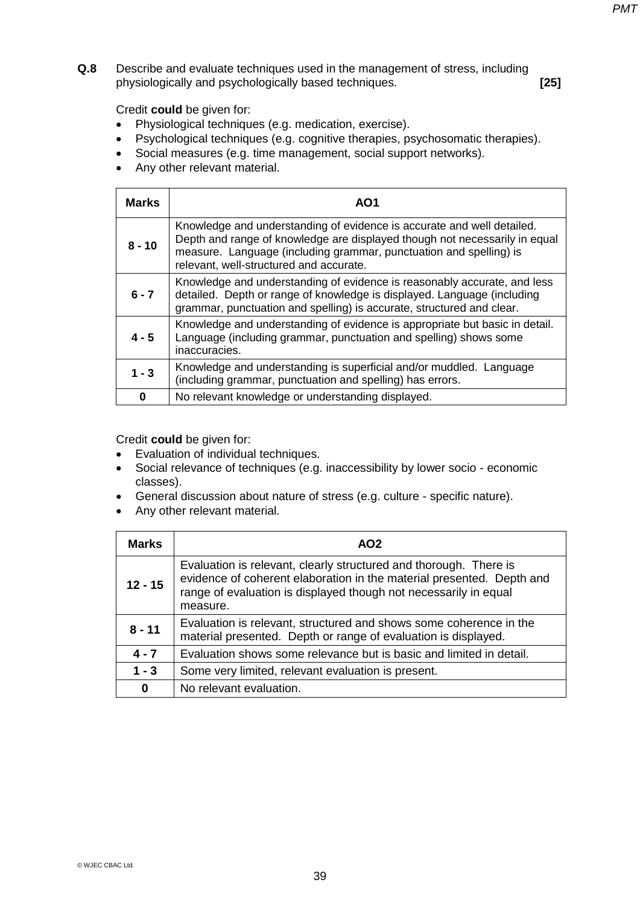**Q.8** Describe and evaluate techniques used in the management of stress, including physiologically and psychologically based techniques. **[25]**

Credit **could** be given for:

- Physiological techniques (e.g. medication, exercise).
- Psychological techniques (e.g. cognitive therapies, psychosomatic therapies).
- Social measures (e.g. time management, social support networks).
- Any other relevant material.

| Marks | AO1 |
|---|---|
| 8 - 10 | Knowledge and understanding of evidence is accurate and well detailed. Depth and range of knowledge are displayed though not necessarily in equal measure. Language (including grammar, punctuation and spelling) is relevant, well-structured and accurate. |
| 6 - 7 | Knowledge and understanding of evidence is reasonably accurate, and less detailed. Depth or range of knowledge is displayed. Language (including grammar, punctuation and spelling) is accurate, structured and clear. |
| 4 - 5 | Knowledge and understanding of evidence is appropriate but basic in detail. Language (including grammar, punctuation and spelling) shows some inaccuracies. |
| 1 - 3 | Knowledge and understanding is superficial and/or muddled. Language (including grammar, punctuation and spelling) has errors. |
| 0 | No relevant knowledge or understanding displayed. |

Credit **could** be given for:

- Evaluation of individual techniques.
- Social relevance of techniques (e.g. inaccessibility by lower socio - economic classes).
- General discussion about nature of stress (e.g. culture - specific nature).
- Any other relevant material.

| Marks | AO2 |
|---|---|
| 12 - 15 | Evaluation is relevant, clearly structured and thorough. There is evidence of coherent elaboration in the material presented. Depth and range of evaluation is displayed though not necessarily in equal measure. |
| 8 - 11 | Evaluation is relevant, structured and shows some coherence in the material presented. Depth or range of evaluation is displayed. |
| 4 - 7 | Evaluation shows some relevance but is basic and limited in detail. |
| 1 - 3 | Some very limited, relevant evaluation is present. |
| 0 | No relevant evaluation. |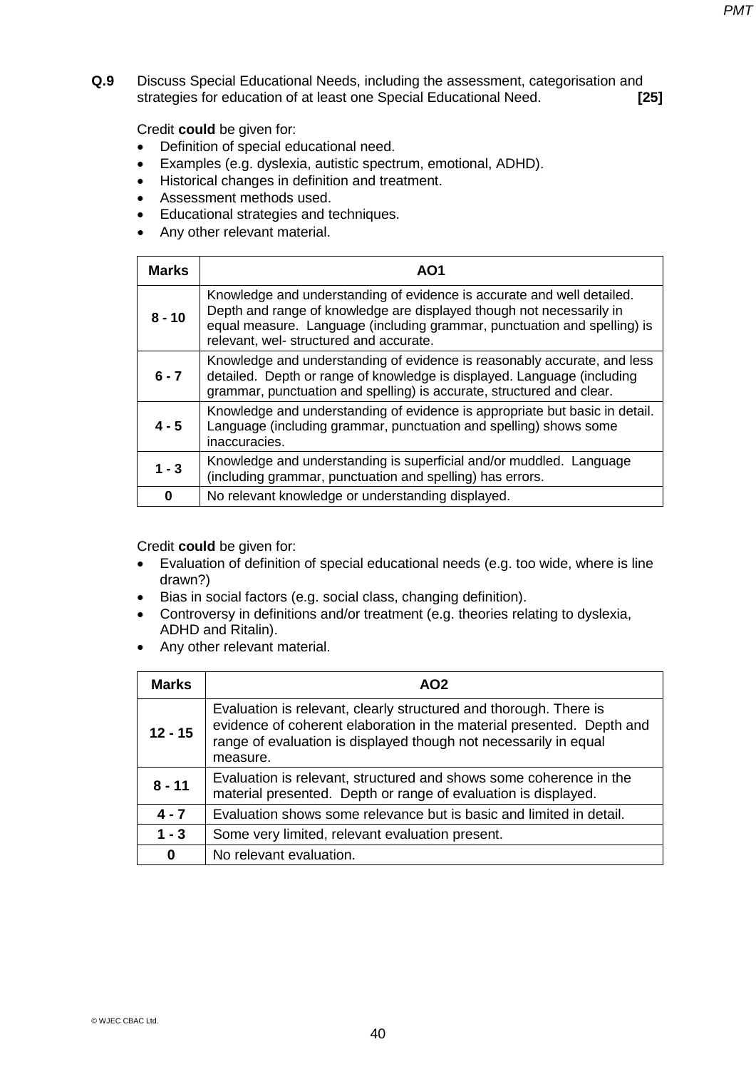**Q.9** Discuss Special Educational Needs, including the assessment, categorisation and strategies for education of at least one Special Educational Need. **[25]**

Credit **could** be given for:

- Definition of special educational need.
- Examples (e.g. dyslexia, autistic spectrum, emotional, ADHD).
- Historical changes in definition and treatment.
- Assessment methods used.
- Educational strategies and techniques.
- Any other relevant material.

| Marks | AO1 |
|---|---|
| **8 - 10** | Knowledge and understanding of evidence is accurate and well detailed. Depth and range of knowledge are displayed though not necessarily in equal measure. Language (including grammar, punctuation and spelling) is relevant, wel- structured and accurate. |
| **6 - 7** | Knowledge and understanding of evidence is reasonably accurate, and less detailed. Depth or range of knowledge is displayed. Language (including grammar, punctuation and spelling) is accurate, structured and clear. |
| **4 - 5** | Knowledge and understanding of evidence is appropriate but basic in detail. Language (including grammar, punctuation and spelling) shows some inaccuracies. |
| **1 - 3** | Knowledge and understanding is superficial and/or muddled. Language (including grammar, punctuation and spelling) has errors. |
| **0** | No relevant knowledge or understanding displayed. |

Credit **could** be given for:

- Evaluation of definition of special educational needs (e.g. too wide, where is line drawn?)
- Bias in social factors (e.g. social class, changing definition).
- Controversy in definitions and/or treatment (e.g. theories relating to dyslexia, ADHD and Ritalin).
- Any other relevant material.

| Marks | AO2 |
|---|---|
| **12 - 15** | Evaluation is relevant, clearly structured and thorough. There is evidence of coherent elaboration in the material presented. Depth and range of evaluation is displayed though not necessarily in equal measure. |
| **8 - 11** | Evaluation is relevant, structured and shows some coherence in the material presented. Depth or range of evaluation is displayed. |
| **4 - 7** | Evaluation shows some relevance but is basic and limited in detail. |
| **1 - 3** | Some very limited, relevant evaluation present. |
| **0** | No relevant evaluation. |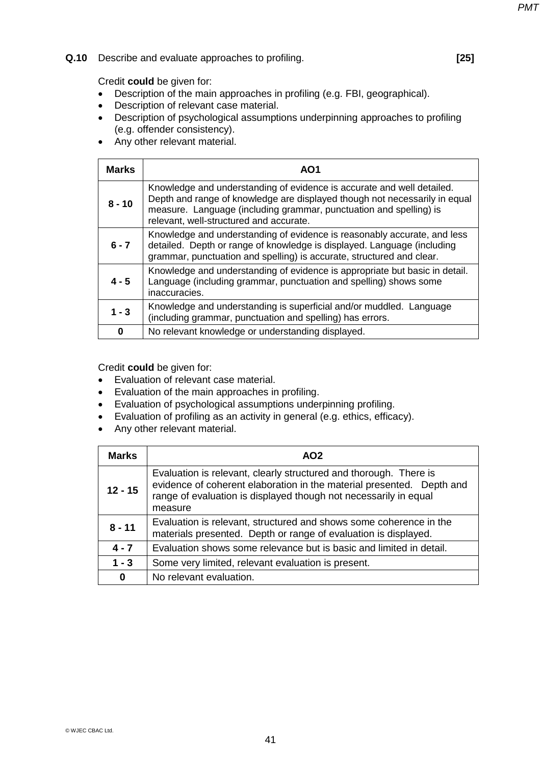**Q.10** Describe and evaluate approaches to profiling. **[25]**

Credit **could** be given for:

- Description of the main approaches in profiling (e.g. FBI, geographical).
- Description of relevant case material.
- Description of psychological assumptions underpinning approaches to profiling (e.g. offender consistency).
- Any other relevant material.

| Marks | AO1 |
|---|---|
| 8 - 10 | Knowledge and understanding of evidence is accurate and well detailed. Depth and range of knowledge are displayed though not necessarily in equal measure. Language (including grammar, punctuation and spelling) is relevant, well-structured and accurate. |
| 6 - 7 | Knowledge and understanding of evidence is reasonably accurate, and less detailed. Depth or range of knowledge is displayed. Language (including grammar, punctuation and spelling) is accurate, structured and clear. |
| 4 - 5 | Knowledge and understanding of evidence is appropriate but basic in detail. Language (including grammar, punctuation and spelling) shows some inaccuracies. |
| 1 - 3 | Knowledge and understanding is superficial and/or muddled. Language (including grammar, punctuation and spelling) has errors. |
| 0 | No relevant knowledge or understanding displayed. |

Credit **could** be given for:

- Evaluation of relevant case material.
- Evaluation of the main approaches in profiling.
- Evaluation of psychological assumptions underpinning profiling.
- Evaluation of profiling as an activity in general (e.g. ethics, efficacy).
- Any other relevant material.

| Marks | AO2 |
|---|---|
| 12 - 15 | Evaluation is relevant, clearly structured and thorough. There is evidence of coherent elaboration in the material presented. Depth and range of evaluation is displayed though not necessarily in equal measure |
| 8 - 11 | Evaluation is relevant, structured and shows some coherence in the materials presented. Depth or range of evaluation is displayed. |
| 4 - 7 | Evaluation shows some relevance but is basic and limited in detail. |
| 1 - 3 | Some very limited, relevant evaluation is present. |
| 0 | No relevant evaluation. |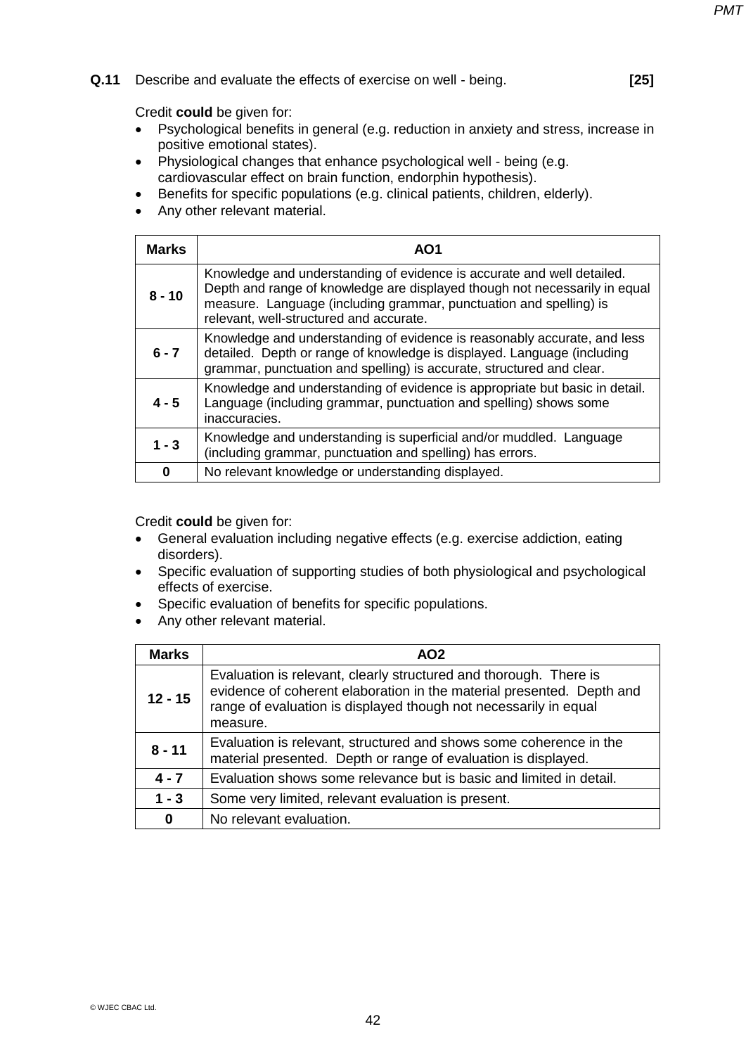**Q.11** Describe and evaluate the effects of exercise on well - being. **[25]**

Credit **could** be given for:

- Psychological benefits in general (e.g. reduction in anxiety and stress, increase in positive emotional states).
- Physiological changes that enhance psychological well - being (e.g. cardiovascular effect on brain function, endorphin hypothesis).
- Benefits for specific populations (e.g. clinical patients, children, elderly).
- Any other relevant material.

| Marks | AO1 |
|---|---|
| 8 - 10 | Knowledge and understanding of evidence is accurate and well detailed. Depth and range of knowledge are displayed though not necessarily in equal measure. Language (including grammar, punctuation and spelling) is relevant, well-structured and accurate. |
| 6 - 7 | Knowledge and understanding of evidence is reasonably accurate, and less detailed. Depth or range of knowledge is displayed. Language (including grammar, punctuation and spelling) is accurate, structured and clear. |
| 4 - 5 | Knowledge and understanding of evidence is appropriate but basic in detail. Language (including grammar, punctuation and spelling) shows some inaccuracies. |
| 1 - 3 | Knowledge and understanding is superficial and/or muddled. Language (including grammar, punctuation and spelling) has errors. |
| 0 | No relevant knowledge or understanding displayed. |

Credit **could** be given for:

- General evaluation including negative effects (e.g. exercise addiction, eating disorders).
- Specific evaluation of supporting studies of both physiological and psychological effects of exercise.
- Specific evaluation of benefits for specific populations.
- Any other relevant material.

| Marks | AO2 |
|---|---|
| 12 - 15 | Evaluation is relevant, clearly structured and thorough. There is evidence of coherent elaboration in the material presented. Depth and range of evaluation is displayed though not necessarily in equal measure. |
| 8 - 11 | Evaluation is relevant, structured and shows some coherence in the material presented. Depth or range of evaluation is displayed. |
| 4 - 7 | Evaluation shows some relevance but is basic and limited in detail. |
| 1 - 3 | Some very limited, relevant evaluation is present. |
| 0 | No relevant evaluation. |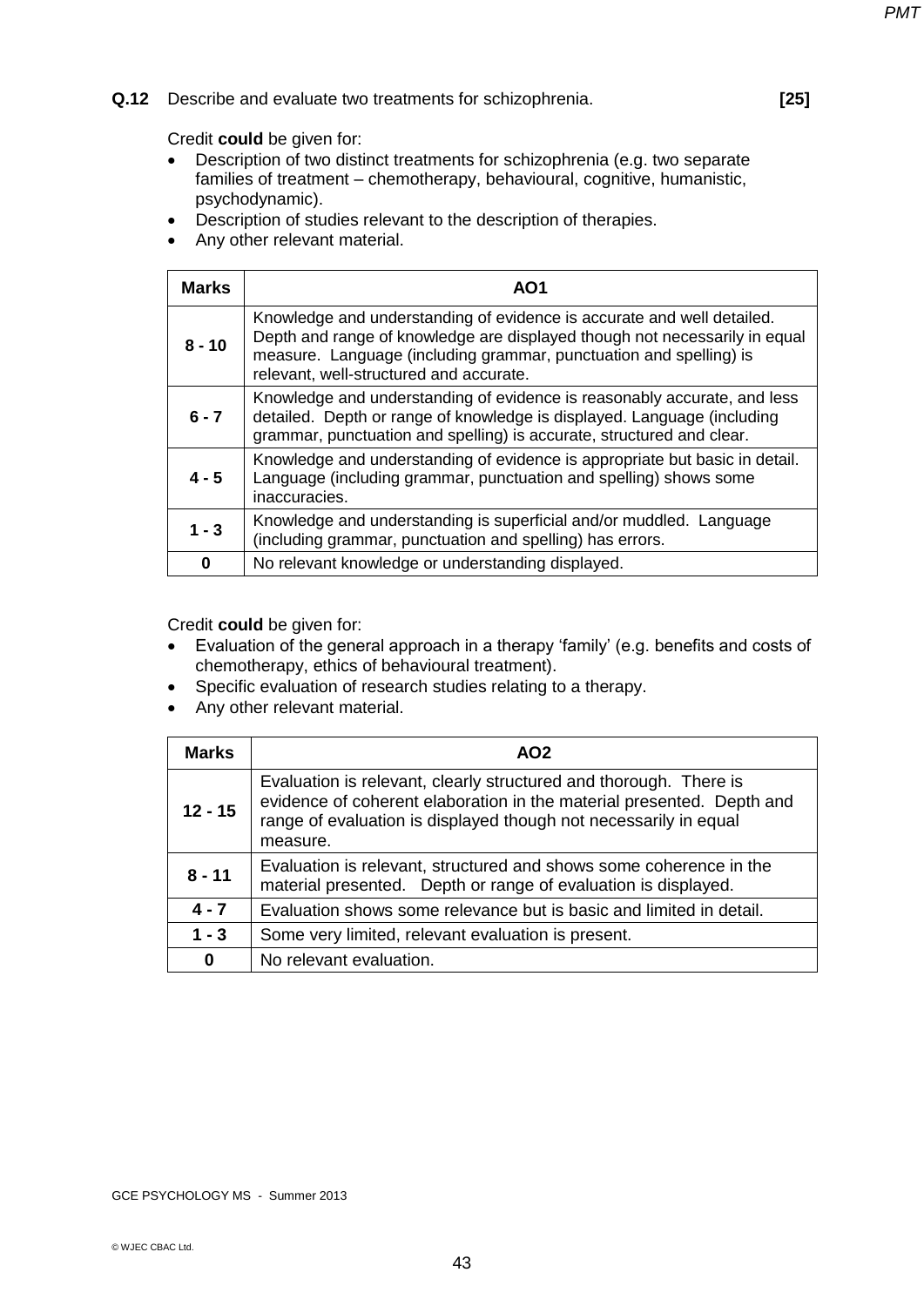**Q.12** Describe and evaluate two treatments for schizophrenia. **[25]**

Credit **could** be given for:

- Description of two distinct treatments for schizophrenia (e.g. two separate families of treatment – chemotherapy, behavioural, cognitive, humanistic, psychodynamic).
- Description of studies relevant to the description of therapies.
- Any other relevant material.

| Marks | AO1 |
|---|---|
| 8 - 10 | Knowledge and understanding of evidence is accurate and well detailed. Depth and range of knowledge are displayed though not necessarily in equal measure. Language (including grammar, punctuation and spelling) is relevant, well-structured and accurate. |
| 6 - 7 | Knowledge and understanding of evidence is reasonably accurate, and less detailed. Depth or range of knowledge is displayed. Language (including grammar, punctuation and spelling) is accurate, structured and clear. |
| 4 - 5 | Knowledge and understanding of evidence is appropriate but basic in detail. Language (including grammar, punctuation and spelling) shows some inaccuracies. |
| 1 - 3 | Knowledge and understanding is superficial and/or muddled. Language (including grammar, punctuation and spelling) has errors. |
| 0 | No relevant knowledge or understanding displayed. |

Credit **could** be given for:

- Evaluation of the general approach in a therapy 'family' (e.g. benefits and costs of chemotherapy, ethics of behavioural treatment).
- Specific evaluation of research studies relating to a therapy.
- Any other relevant material.

| Marks | AO2 |
|---|---|
| 12 - 15 | Evaluation is relevant, clearly structured and thorough. There is evidence of coherent elaboration in the material presented. Depth and range of evaluation is displayed though not necessarily in equal measure. |
| 8 - 11 | Evaluation is relevant, structured and shows some coherence in the material presented. Depth or range of evaluation is displayed. |
| 4 - 7 | Evaluation shows some relevance but is basic and limited in detail. |
| 1 - 3 | Some very limited, relevant evaluation is present. |
| 0 | No relevant evaluation. |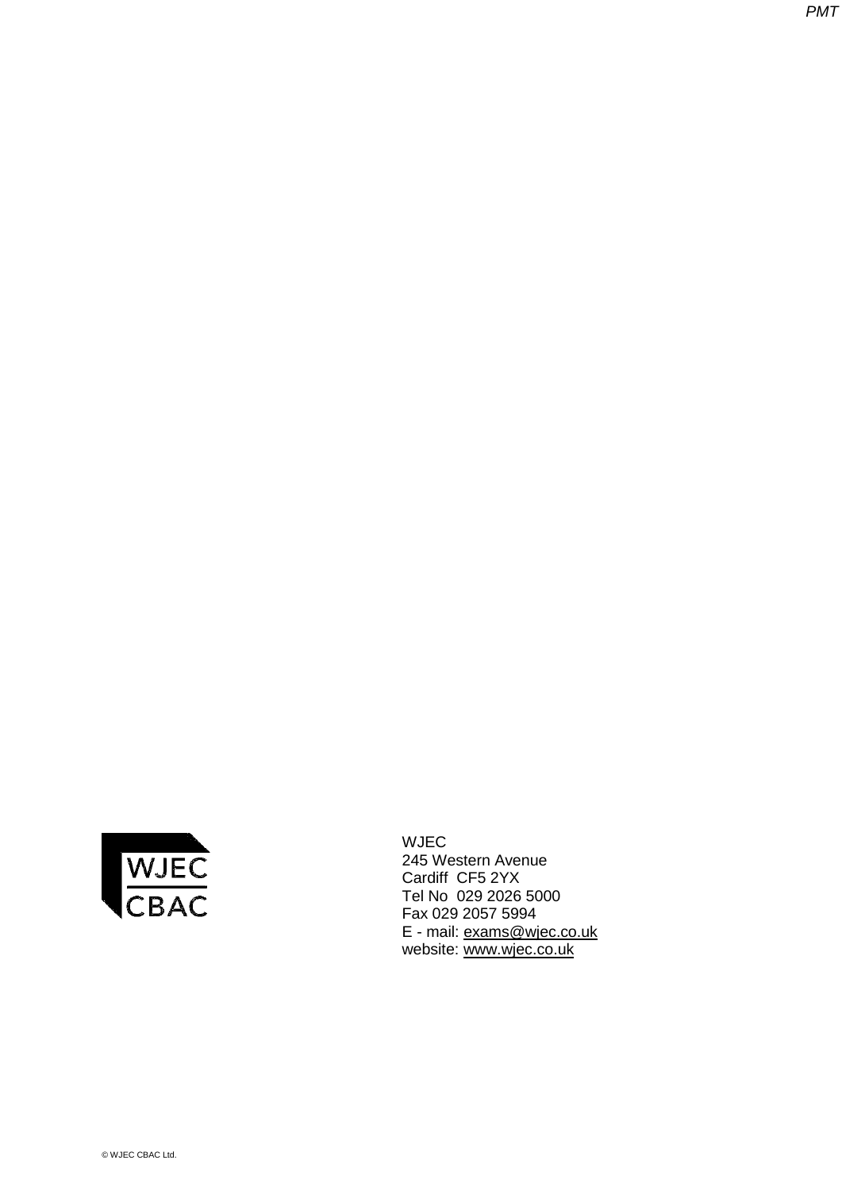WJEC
245 Western Avenue
Cardiff CF5 2YX
Tel No 029 2026 5000
Fax 029 2057 5994
E - mail: exams@wjec.co.uk
website: www.wjec.co.uk

© WJEC CBAC Ltd.